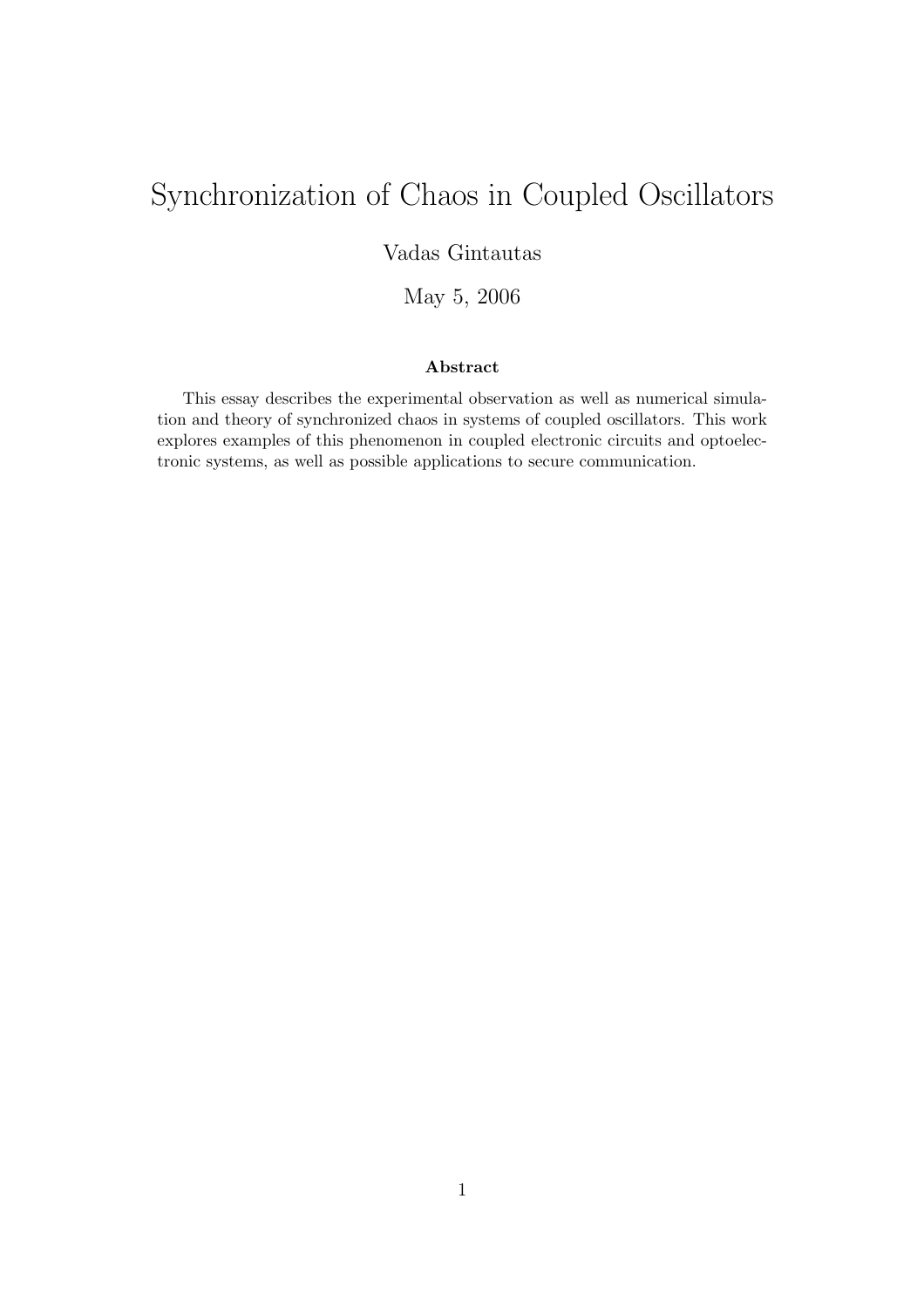# Synchronization of Chaos in Coupled Oscillators

Vadas Gintautas

May 5, 2006

**Abstract**

This essay describes the experimental observation as well as numerical simulation and theory of synchronized chaos in systems of coupled oscillators. This work explores examples of this phenomenon in coupled electronic circuits and optoelectronic systems, as well as possible applications to secure communication.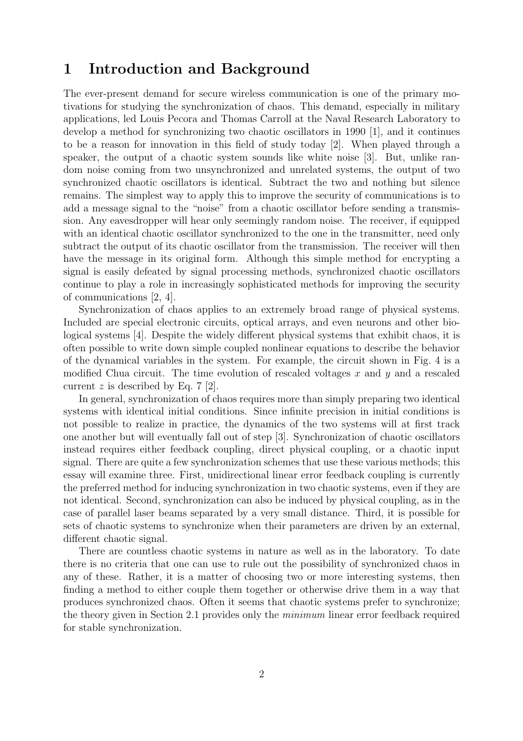# 1 Introduction and Background

The ever-present demand for secure wireless communication is one of the primary motivations for studying the synchronization of chaos. This demand, especially in military applications, led Louis Pecora and Thomas Carroll at the Naval Research Laboratory to develop a method for synchronizing two chaotic oscillators in 1990 [1], and it continues to be a reason for innovation in this field of study today [2]. When played through a speaker, the output of a chaotic system sounds like white noise [3]. But, unlike random noise coming from two unsynchronized and unrelated systems, the output of two synchronized chaotic oscillators is identical. Subtract the two and nothing but silence remains. The simplest way to apply this to improve the security of communications is to add a message signal to the "noise" from a chaotic oscillator before sending a transmission. Any eavesdropper will hear only seemingly random noise. The receiver, if equipped with an identical chaotic oscillator synchronized to the one in the transmitter, need only subtract the output of its chaotic oscillator from the transmission. The receiver will then have the message in its original form. Although this simple method for encrypting a signal is easily defeated by signal processing methods, synchronized chaotic oscillators continue to play a role in increasingly sophisticated methods for improving the security of communications [2, 4].

Synchronization of chaos applies to an extremely broad range of physical systems. Included are special electronic circuits, optical arrays, and even neurons and other biological systems [4]. Despite the widely different physical systems that exhibit chaos, it is often possible to write down simple coupled nonlinear equations to describe the behavior of the dynamical variables in the system. For example, the circuit shown in Fig. 4 is a modified Chua circuit. The time evolution of rescaled voltages $x$ and $y$ and a rescaled current $z$ is described by Eq. 7 [2].

In general, synchronization of chaos requires more than simply preparing two identical systems with identical initial conditions. Since infinite precision in initial conditions is not possible to realize in practice, the dynamics of the two systems will at first track one another but will eventually fall out of step [3]. Synchronization of chaotic oscillators instead requires either feedback coupling, direct physical coupling, or a chaotic input signal. There are quite a few synchronization schemes that use these various methods; this essay will examine three. First, unidirectional linear error feedback coupling is currently the preferred method for inducing synchronization in two chaotic systems, even if they are not identical. Second, synchronization can also be induced by physical coupling, as in the case of parallel laser beams separated by a very small distance. Third, it is possible for sets of chaotic systems to synchronize when their parameters are driven by an external, different chaotic signal.

There are countless chaotic systems in nature as well as in the laboratory. To date there is no criteria that one can use to rule out the possibility of synchronized chaos in any of these. Rather, it is a matter of choosing two or more interesting systems, then finding a method to either couple them together or otherwise drive them in a way that produces synchronized chaos. Often it seems that chaotic systems prefer to synchronize; the theory given in Section 2.1 provides only the *minimum* linear error feedback required for stable synchronization.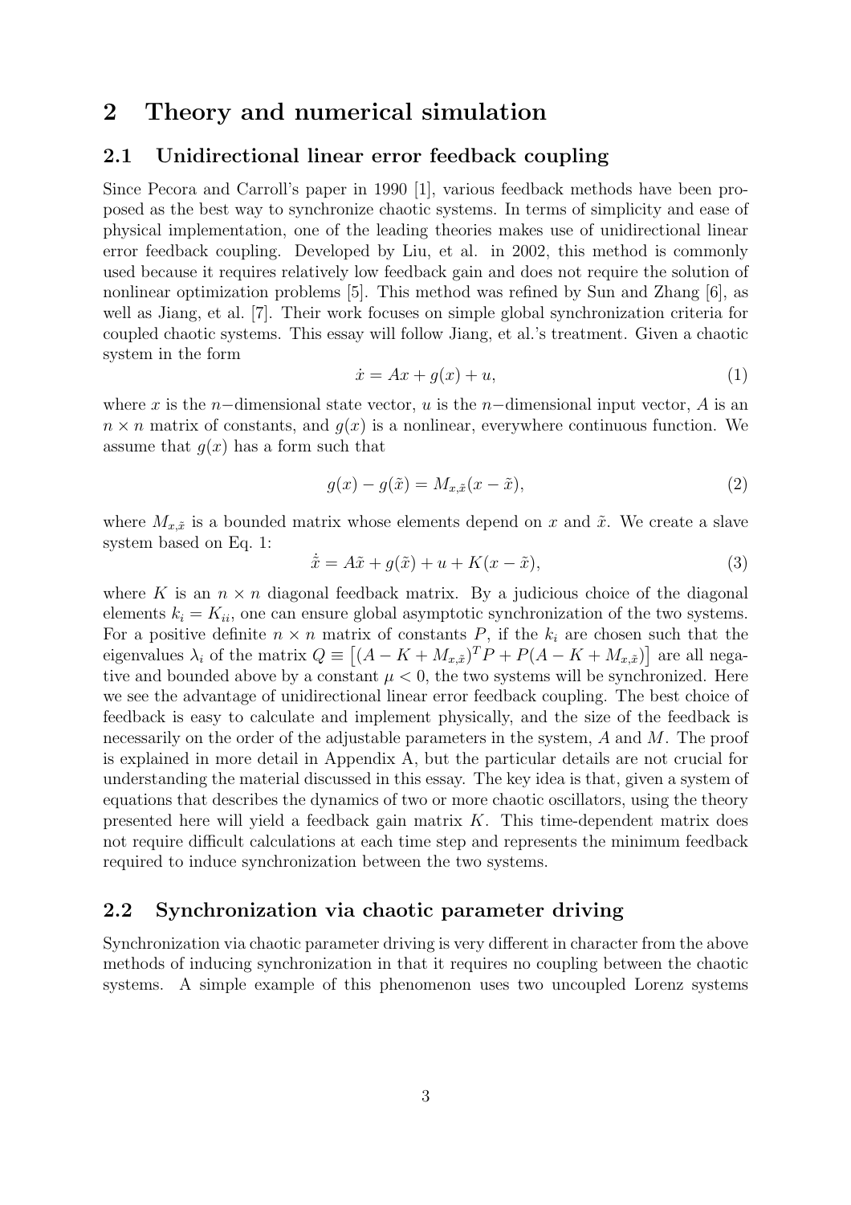## 2 Theory and numerical simulation

### 2.1 Unidirectional linear error feedback coupling

Since Pecora and Carroll's paper in 1990 [1], various feedback methods have been proposed as the best way to synchronize chaotic systems. In terms of simplicity and ease of physical implementation, one of the leading theories makes use of unidirectional linear error feedback coupling. Developed by Liu, et al. in 2002, this method is commonly used because it requires relatively low feedback gain and does not require the solution of nonlinear optimization problems [5]. This method was refined by Sun and Zhang [6], as well as Jiang, et al. [7]. Their work focuses on simple global synchronization criteria for coupled chaotic systems. This essay will follow Jiang, et al.'s treatment. Given a chaotic system in the form

$$\dot{x} = Ax + g(x) + u, \tag{1}$$

where $x$ is the $n-$dimensional state vector, $u$ is the $n-$dimensional input vector, $A$ is an $n \times n$ matrix of constants, and $g(x)$ is a nonlinear, everywhere continuous function. We assume that $g(x)$ has a form such that

$$g(x) - g(\tilde{x}) = M_{x,\tilde{x}}(x - \tilde{x}), \tag{2}$$

where $M_{x,\tilde{x}}$ is a bounded matrix whose elements depend on $x$ and $\tilde{x}$. We create a slave system based on Eq. 1:

$$\dot{\tilde{x}} = A\tilde{x} + g(\tilde{x}) + u + K(x - \tilde{x}), \tag{3}$$

where $K$ is an $n \times n$ diagonal feedback matrix. By a judicious choice of the diagonal elements $k_i = K_{ii}$, one can ensure global asymptotic synchronization of the two systems. For a positive definite $n \times n$ matrix of constants $P$, if the $k_i$ are chosen such that the eigenvalues $\lambda_i$ of the matrix $Q \equiv \left[(A - K + M_{x,\tilde{x}})^T P + P(A - K + M_{x,\tilde{x}})\right]$ are all negative and bounded above by a constant $\mu < 0$, the two systems will be synchronized. Here we see the advantage of unidirectional linear error feedback coupling. The best choice of feedback is easy to calculate and implement physically, and the size of the feedback is necessarily on the order of the adjustable parameters in the system, $A$ and $M$. The proof is explained in more detail in Appendix A, but the particular details are not crucial for understanding the material discussed in this essay. The key idea is that, given a system of equations that describes the dynamics of two or more chaotic oscillators, using the theory presented here will yield a feedback gain matrix $K$. This time-dependent matrix does not require difficult calculations at each time step and represents the minimum feedback required to induce synchronization between the two systems.

### 2.2 Synchronization via chaotic parameter driving

Synchronization via chaotic parameter driving is very different in character from the above methods of inducing synchronization in that it requires no coupling between the chaotic systems. A simple example of this phenomenon uses two uncoupled Lorenz systems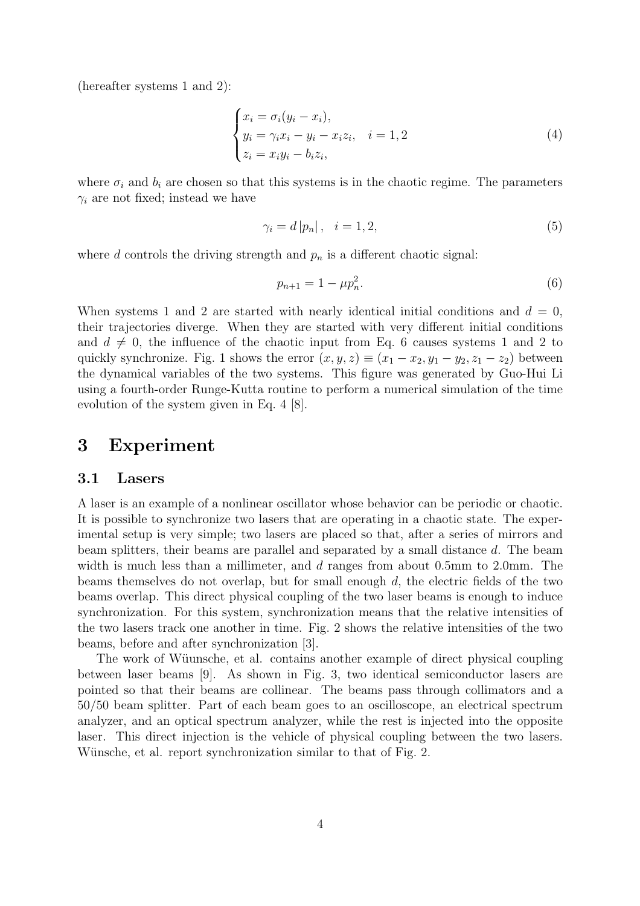(hereafter systems 1 and 2):

$$\begin{cases} x_i = \sigma_i(y_i - x_i), \\ y_i = \gamma_i x_i - y_i - x_i z_i, \quad i = 1, 2 \\ z_i = x_i y_i - b_i z_i, \end{cases} \tag{4}$$

where $\sigma_i$ and $b_i$ are chosen so that this systems is in the chaotic regime. The parameters $\gamma_i$ are not fixed; instead we have

$$\gamma_i = d\,|p_n|\,, \quad i = 1, 2, \tag{5}$$

where $d$ controls the driving strength and $p_n$ is a different chaotic signal:

$$p_{n+1} = 1 - \mu p_n^2. \tag{6}$$

When systems 1 and 2 are started with nearly identical initial conditions and $d = 0$, their trajectories diverge. When they are started with very different initial conditions and $d \neq 0$, the influence of the chaotic input from Eq. 6 causes systems 1 and 2 to quickly synchronize. Fig. 1 shows the error $(x, y, z) \equiv (x_1 - x_2, y_1 - y_2, z_1 - z_2)$ between the dynamical variables of the two systems. This figure was generated by Guo-Hui Li using a fourth-order Runge-Kutta routine to perform a numerical simulation of the time evolution of the system given in Eq. 4 [8].

# 3 Experiment

## 3.1 Lasers

A laser is an example of a nonlinear oscillator whose behavior can be periodic or chaotic. It is possible to synchronize two lasers that are operating in a chaotic state. The experimental setup is very simple; two lasers are placed so that, after a series of mirrors and beam splitters, their beams are parallel and separated by a small distance $d$. The beam width is much less than a millimeter, and $d$ ranges from about 0.5mm to 2.0mm. The beams themselves do not overlap, but for small enough $d$, the electric fields of the two beams overlap. This direct physical coupling of the two laser beams is enough to induce synchronization. For this system, synchronization means that the relative intensities of the two lasers track one another in time. Fig. 2 shows the relative intensities of the two beams, before and after synchronization [3].

The work of Wüunsche, et al. contains another example of direct physical coupling between laser beams [9]. As shown in Fig. 3, two identical semiconductor lasers are pointed so that their beams are collinear. The beams pass through collimators and a 50/50 beam splitter. Part of each beam goes to an oscilloscope, an electrical spectrum analyzer, and an optical spectrum analyzer, while the rest is injected into the opposite laser. This direct injection is the vehicle of physical coupling between the two lasers. Wünsche, et al. report synchronization similar to that of Fig. 2.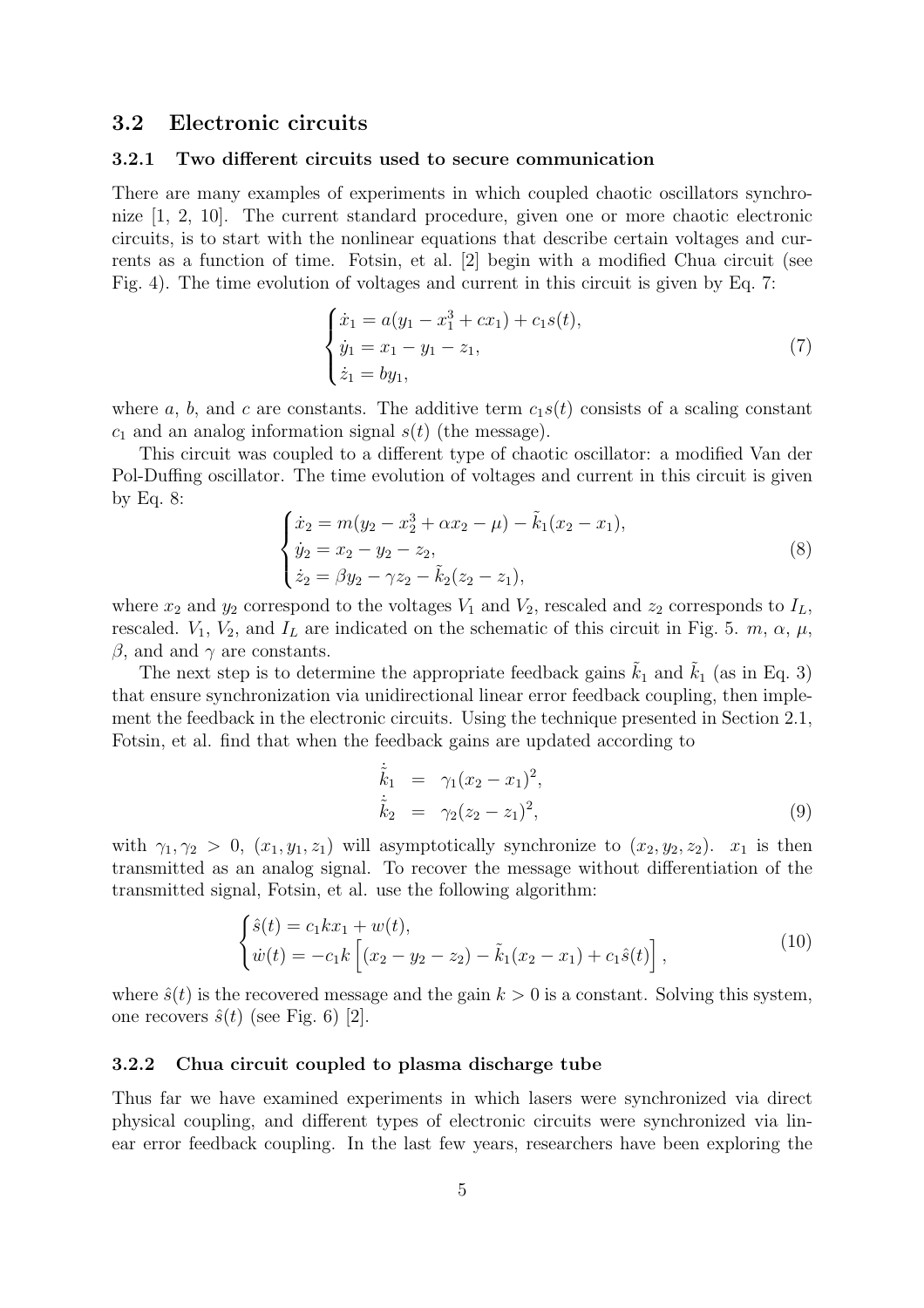## 3.2 Electronic circuits

### 3.2.1 Two different circuits used to secure communication

There are many examples of experiments in which coupled chaotic oscillators synchronize [1, 2, 10]. The current standard procedure, given one or more chaotic electronic circuits, is to start with the nonlinear equations that describe certain voltages and currents as a function of time. Fotsin, et al. [2] begin with a modified Chua circuit (see Fig. 4). The time evolution of voltages and current in this circuit is given by Eq. 7:

$$\begin{cases} \dot{x}_1 = a(y_1 - x_1^3 + cx_1) + c_1 s(t), \\ \dot{y}_1 = x_1 - y_1 - z_1, \\ \dot{z}_1 = by_1, \end{cases} \tag{7}$$

where $a$, $b$, and $c$ are constants. The additive term $c_1 s(t)$ consists of a scaling constant $c_1$ and an analog information signal $s(t)$ (the message).

This circuit was coupled to a different type of chaotic oscillator: a modified Van der Pol-Duffing oscillator. The time evolution of voltages and current in this circuit is given by Eq. 8:

$$\begin{cases} \dot{x}_2 = m(y_2 - x_2^3 + \alpha x_2 - \mu) - \tilde{k}_1(x_2 - x_1), \\ \dot{y}_2 = x_2 - y_2 - z_2, \\ \dot{z}_2 = \beta y_2 - \gamma z_2 - \tilde{k}_2(z_2 - z_1), \end{cases} \tag{8}$$

where $x_2$ and $y_2$ correspond to the voltages $V_1$ and $V_2$, rescaled and $z_2$ corresponds to $I_L$, rescaled. $V_1$, $V_2$, and $I_L$ are indicated on the schematic of this circuit in Fig. 5. $m$, $\alpha$, $\mu$, $\beta$, and and $\gamma$ are constants.

The next step is to determine the appropriate feedback gains $\tilde{k}_1$ and $\tilde{k}_1$ (as in Eq. 3) that ensure synchronization via unidirectional linear error feedback coupling, then implement the feedback in the electronic circuits. Using the technique presented in Section 2.1, Fotsin, et al. find that when the feedback gains are updated according to

$$\begin{aligned} \dot{\tilde{k}}_1 &= \gamma_1(x_2 - x_1)^2, \\ \dot{\tilde{k}}_2 &= \gamma_2(z_2 - z_1)^2, \end{aligned} \tag{9}$$

with $\gamma_1, \gamma_2 > 0$, $(x_1, y_1, z_1)$ will asymptotically synchronize to $(x_2, y_2, z_2)$. $x_1$ is then transmitted as an analog signal. To recover the message without differentiation of the transmitted signal, Fotsin, et al. use the following algorithm:

$$\begin{cases} \hat{s}(t) = c_1 k x_1 + w(t), \\ \dot{w}(t) = -c_1 k \left[ (x_2 - y_2 - z_2) - \tilde{k}_1(x_2 - x_1) + c_1 \hat{s}(t) \right], \end{cases} \tag{10}$$

where $\hat{s}(t)$ is the recovered message and the gain $k > 0$ is a constant. Solving this system, one recovers $\hat{s}(t)$ (see Fig. 6) [2].

### 3.2.2 Chua circuit coupled to plasma discharge tube

Thus far we have examined experiments in which lasers were synchronized via direct physical coupling, and different types of electronic circuits were synchronized via linear error feedback coupling. In the last few years, researchers have been exploring the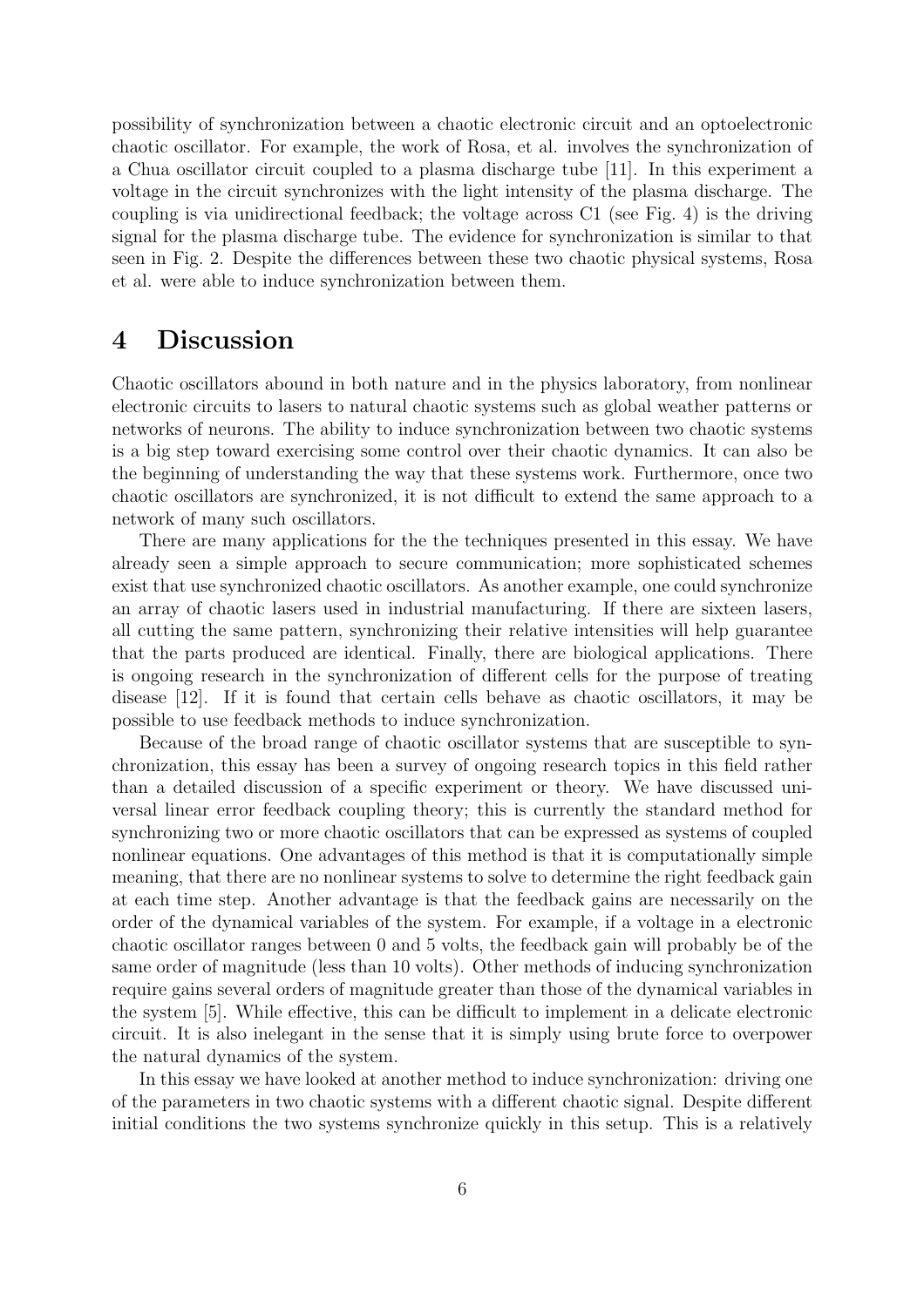possibility of synchronization between a chaotic electronic circuit and an optoelectronic chaotic oscillator. For example, the work of Rosa, et al. involves the synchronization of a Chua oscillator circuit coupled to a plasma discharge tube [11]. In this experiment a voltage in the circuit synchronizes with the light intensity of the plasma discharge. The coupling is via unidirectional feedback; the voltage across C1 (see Fig. 4) is the driving signal for the plasma discharge tube. The evidence for synchronization is similar to that seen in Fig. 2. Despite the differences between these two chaotic physical systems, Rosa et al. were able to induce synchronization between them.

# 4 Discussion

Chaotic oscillators abound in both nature and in the physics laboratory, from nonlinear electronic circuits to lasers to natural chaotic systems such as global weather patterns or networks of neurons. The ability to induce synchronization between two chaotic systems is a big step toward exercising some control over their chaotic dynamics. It can also be the beginning of understanding the way that these systems work. Furthermore, once two chaotic oscillators are synchronized, it is not difficult to extend the same approach to a network of many such oscillators.

There are many applications for the the techniques presented in this essay. We have already seen a simple approach to secure communication; more sophisticated schemes exist that use synchronized chaotic oscillators. As another example, one could synchronize an array of chaotic lasers used in industrial manufacturing. If there are sixteen lasers, all cutting the same pattern, synchronizing their relative intensities will help guarantee that the parts produced are identical. Finally, there are biological applications. There is ongoing research in the synchronization of different cells for the purpose of treating disease [12]. If it is found that certain cells behave as chaotic oscillators, it may be possible to use feedback methods to induce synchronization.

Because of the broad range of chaotic oscillator systems that are susceptible to synchronization, this essay has been a survey of ongoing research topics in this field rather than a detailed discussion of a specific experiment or theory. We have discussed universal linear error feedback coupling theory; this is currently the standard method for synchronizing two or more chaotic oscillators that can be expressed as systems of coupled nonlinear equations. One advantages of this method is that it is computationally simple meaning, that there are no nonlinear systems to solve to determine the right feedback gain at each time step. Another advantage is that the feedback gains are necessarily on the order of the dynamical variables of the system. For example, if a voltage in a electronic chaotic oscillator ranges between 0 and 5 volts, the feedback gain will probably be of the same order of magnitude (less than 10 volts). Other methods of inducing synchronization require gains several orders of magnitude greater than those of the dynamical variables in the system [5]. While effective, this can be difficult to implement in a delicate electronic circuit. It is also inelegant in the sense that it is simply using brute force to overpower the natural dynamics of the system.

In this essay we have looked at another method to induce synchronization: driving one of the parameters in two chaotic systems with a different chaotic signal. Despite different initial conditions the two systems synchronize quickly in this setup. This is a relatively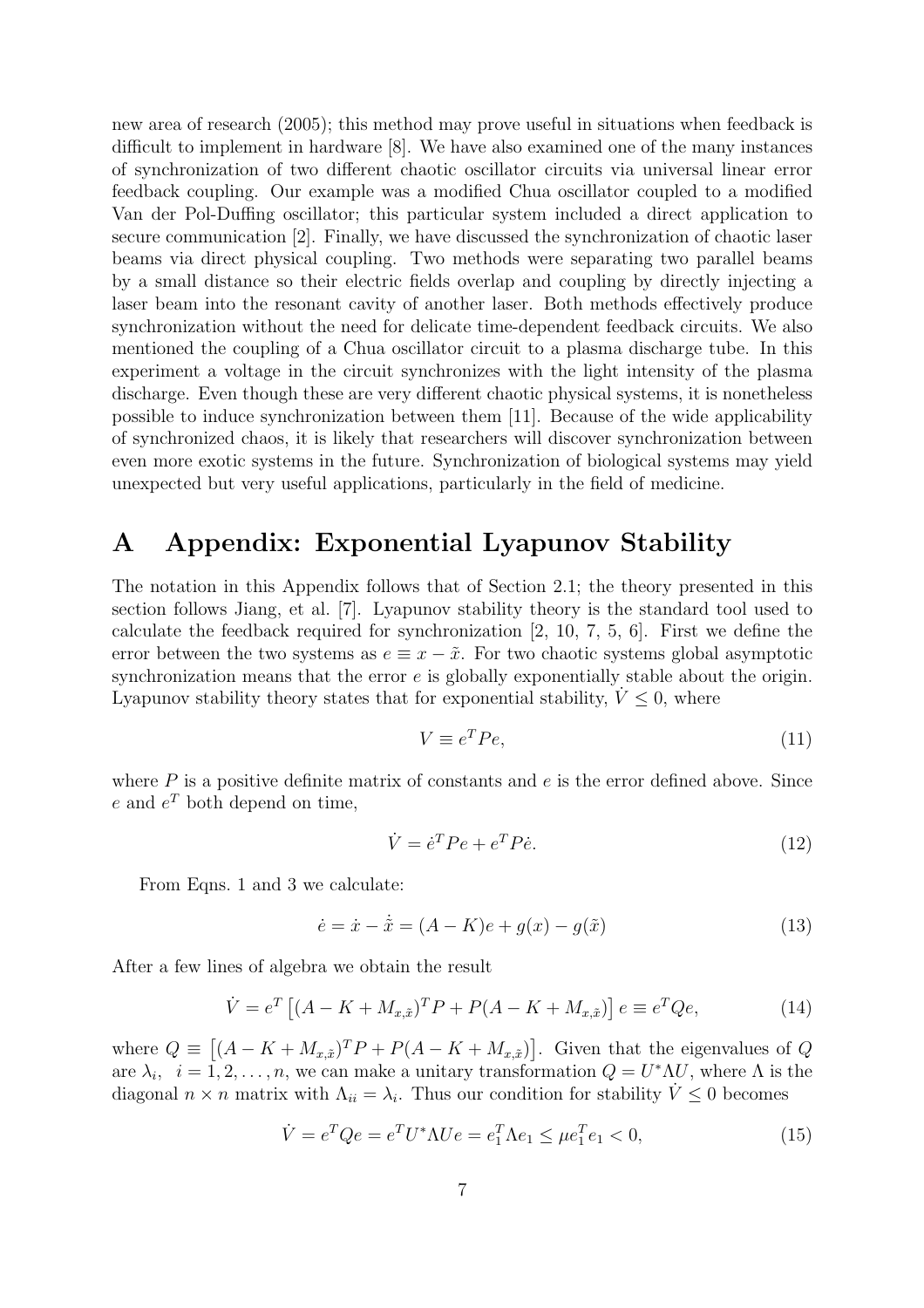new area of research (2005); this method may prove useful in situations when feedback is difficult to implement in hardware [8]. We have also examined one of the many instances of synchronization of two different chaotic oscillator circuits via universal linear error feedback coupling. Our example was a modified Chua oscillator coupled to a modified Van der Pol-Duffing oscillator; this particular system included a direct application to secure communication [2]. Finally, we have discussed the synchronization of chaotic laser beams via direct physical coupling. Two methods were separating two parallel beams by a small distance so their electric fields overlap and coupling by directly injecting a laser beam into the resonant cavity of another laser. Both methods effectively produce synchronization without the need for delicate time-dependent feedback circuits. We also mentioned the coupling of a Chua oscillator circuit to a plasma discharge tube. In this experiment a voltage in the circuit synchronizes with the light intensity of the plasma discharge. Even though these are very different chaotic physical systems, it is nonetheless possible to induce synchronization between them [11]. Because of the wide applicability of synchronized chaos, it is likely that researchers will discover synchronization between even more exotic systems in the future. Synchronization of biological systems may yield unexpected but very useful applications, particularly in the field of medicine.

# A Appendix: Exponential Lyapunov Stability

The notation in this Appendix follows that of Section 2.1; the theory presented in this section follows Jiang, et al. [7]. Lyapunov stability theory is the standard tool used to calculate the feedback required for synchronization [2, 10, 7, 5, 6]. First we define the error between the two systems as $e \equiv x - \tilde{x}$. For two chaotic systems global asymptotic synchronization means that the error $e$ is globally exponentially stable about the origin. Lyapunov stability theory states that for exponential stability, $\dot{V} \leq 0$, where

$$V \equiv e^T P e, \tag{11}$$

where $P$ is a positive definite matrix of constants and $e$ is the error defined above. Since $e$ and $e^T$ both depend on time,

$$\dot{V} = \dot{e}^T P e + e^T P \dot{e}. \tag{12}$$

From Eqns. 1 and 3 we calculate:

$$\dot{e} = \dot{x} - \dot{\tilde{x}} = (A - K)e + g(x) - g(\tilde{x}) \tag{13}$$

After a few lines of algebra we obtain the result

$$\dot{V} = e^T \left[ (A - K + M_{x,\tilde{x}})^T P + P(A - K + M_{x,\tilde{x}}) \right] e \equiv e^T Q e, \tag{14}$$

where $Q \equiv \left[ (A - K + M_{x,\tilde{x}})^T P + P(A - K + M_{x,\tilde{x}}) \right]$. Given that the eigenvalues of $Q$ are $\lambda_i, \quad i = 1, 2, \ldots, n$, we can make a unitary transformation $Q = U^* \Lambda U$, where $\Lambda$ is the diagonal $n \times n$ matrix with $\Lambda_{ii} = \lambda_i$. Thus our condition for stability $\dot{V} \leq 0$ becomes

$$\dot{V} = e^T Q e = e^T U^* \Lambda U e = e_1^T \Lambda e_1 \leq \mu e_1^T e_1 < 0, \tag{15}$$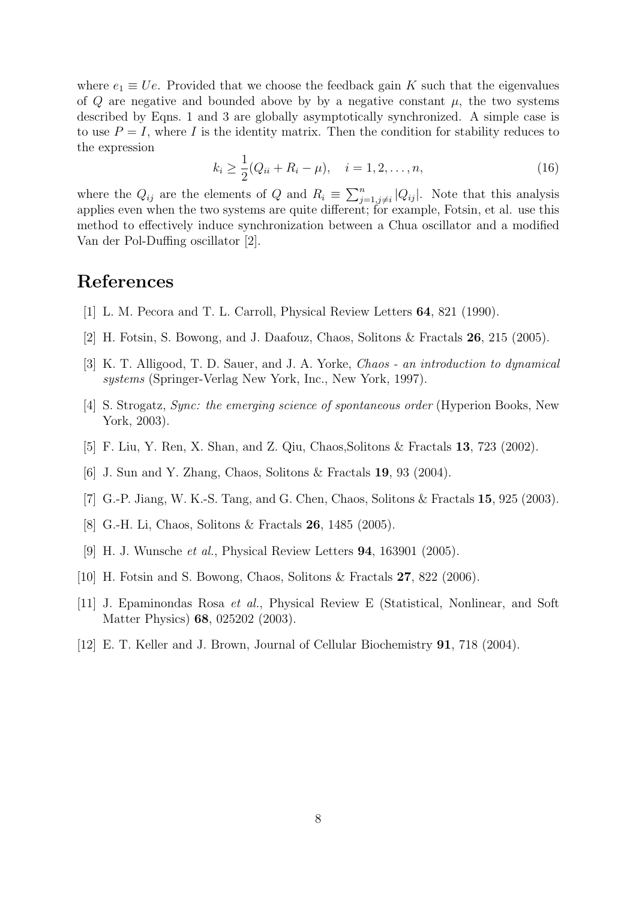where $e_1 \equiv Ue$. Provided that we choose the feedback gain $K$ such that the eigenvalues of $Q$ are negative and bounded above by by a negative constant $\mu$, the two systems described by Eqns. 1 and 3 are globally asymptotically synchronized. A simple case is to use $P = I$, where $I$ is the identity matrix. Then the condition for stability reduces to the expression

$$k_i \geq \frac{1}{2}(Q_{ii} + R_i - \mu), \quad i = 1, 2, \ldots, n, \tag{16}$$

where the $Q_{ij}$ are the elements of $Q$ and $R_i \equiv \sum_{j=1, j \neq i}^{n} |Q_{ij}|$. Note that this analysis applies even when the two systems are quite different; for example, Fotsin, et al. use this method to effectively induce synchronization between a Chua oscillator and a modified Van der Pol-Duffing oscillator [2].

# References

[1] L. M. Pecora and T. L. Carroll, Physical Review Letters **64**, 821 (1990).

[2] H. Fotsin, S. Bowong, and J. Daafouz, Chaos, Solitons & Fractals **26**, 215 (2005).

[3] K. T. Alligood, T. D. Sauer, and J. A. Yorke, *Chaos - an introduction to dynamical systems* (Springer-Verlag New York, Inc., New York, 1997).

[4] S. Strogatz, *Sync: the emerging science of spontaneous order* (Hyperion Books, New York, 2003).

[5] F. Liu, Y. Ren, X. Shan, and Z. Qiu, Chaos,Solitons & Fractals **13**, 723 (2002).

[6] J. Sun and Y. Zhang, Chaos, Solitons & Fractals **19**, 93 (2004).

[7] G.-P. Jiang, W. K.-S. Tang, and G. Chen, Chaos, Solitons & Fractals **15**, 925 (2003).

[8] G.-H. Li, Chaos, Solitons & Fractals **26**, 1485 (2005).

[9] H. J. Wunsche *et al.*, Physical Review Letters **94**, 163901 (2005).

[10] H. Fotsin and S. Bowong, Chaos, Solitons & Fractals **27**, 822 (2006).

[11] J. Epaminondas Rosa *et al.*, Physical Review E (Statistical, Nonlinear, and Soft Matter Physics) **68**, 025202 (2003).

[12] E. T. Keller and J. Brown, Journal of Cellular Biochemistry **91**, 718 (2004).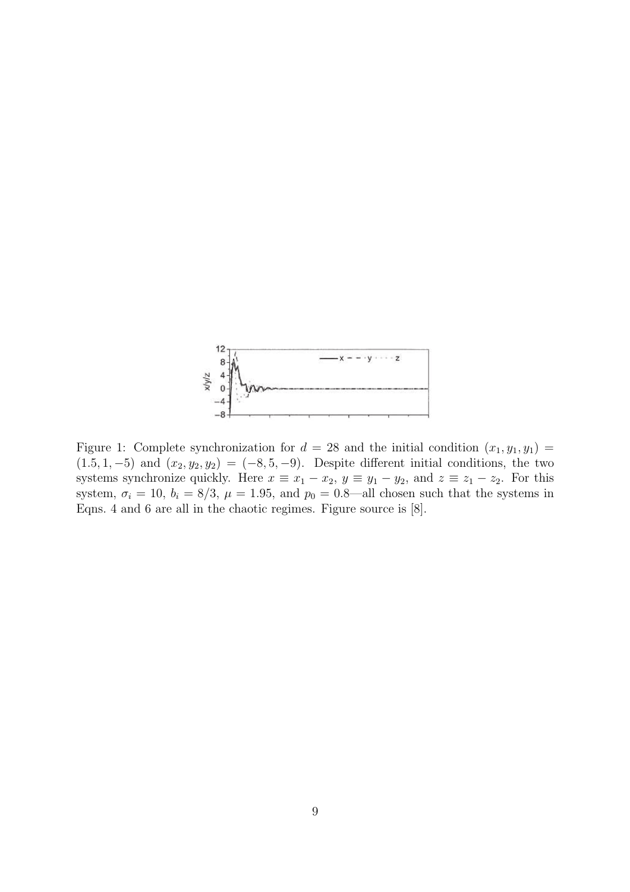Figure 1: Complete synchronization for $d = 28$ and the initial condition $(x_1, y_1, y_1) = (1.5, 1, -5)$ and $(x_2, y_2, y_2) = (-8, 5, -9)$. Despite different initial conditions, the two systems synchronize quickly. Here $x \equiv x_1 - x_2$, $y \equiv y_1 - y_2$, and $z \equiv z_1 - z_2$. For this system, $\sigma_i = 10$, $b_i = 8/3$, $\mu = 1.95$, and $p_0 = 0.8$—all chosen such that the systems in Eqns. 4 and 6 are all in the chaotic regimes. Figure source is [8].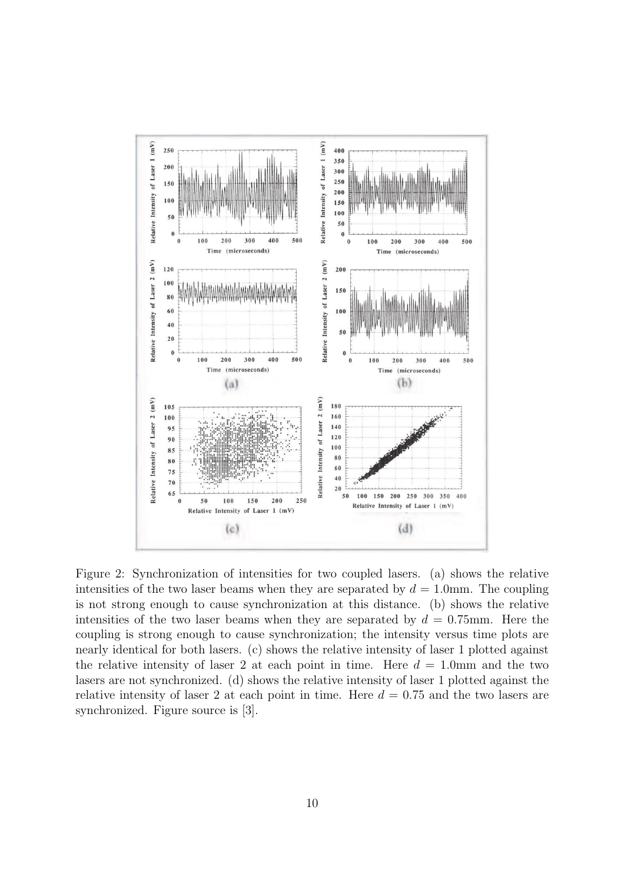Figure 2: Synchronization of intensities for two coupled lasers. (a) shows the relative intensities of the two laser beams when they are separated by $d = 1.0$mm. The coupling is not strong enough to cause synchronization at this distance. (b) shows the relative intensities of the two laser beams when they are separated by $d = 0.75$mm. Here the coupling is strong enough to cause synchronization; the intensity versus time plots are nearly identical for both lasers. (c) shows the relative intensity of laser 1 plotted against the relative intensity of laser 2 at each point in time. Here $d = 1.0$mm and the two lasers are not synchronized. (d) shows the relative intensity of laser 1 plotted against the relative intensity of laser 2 at each point in time. Here $d = 0.75$ and the two lasers are synchronized. Figure source is [3].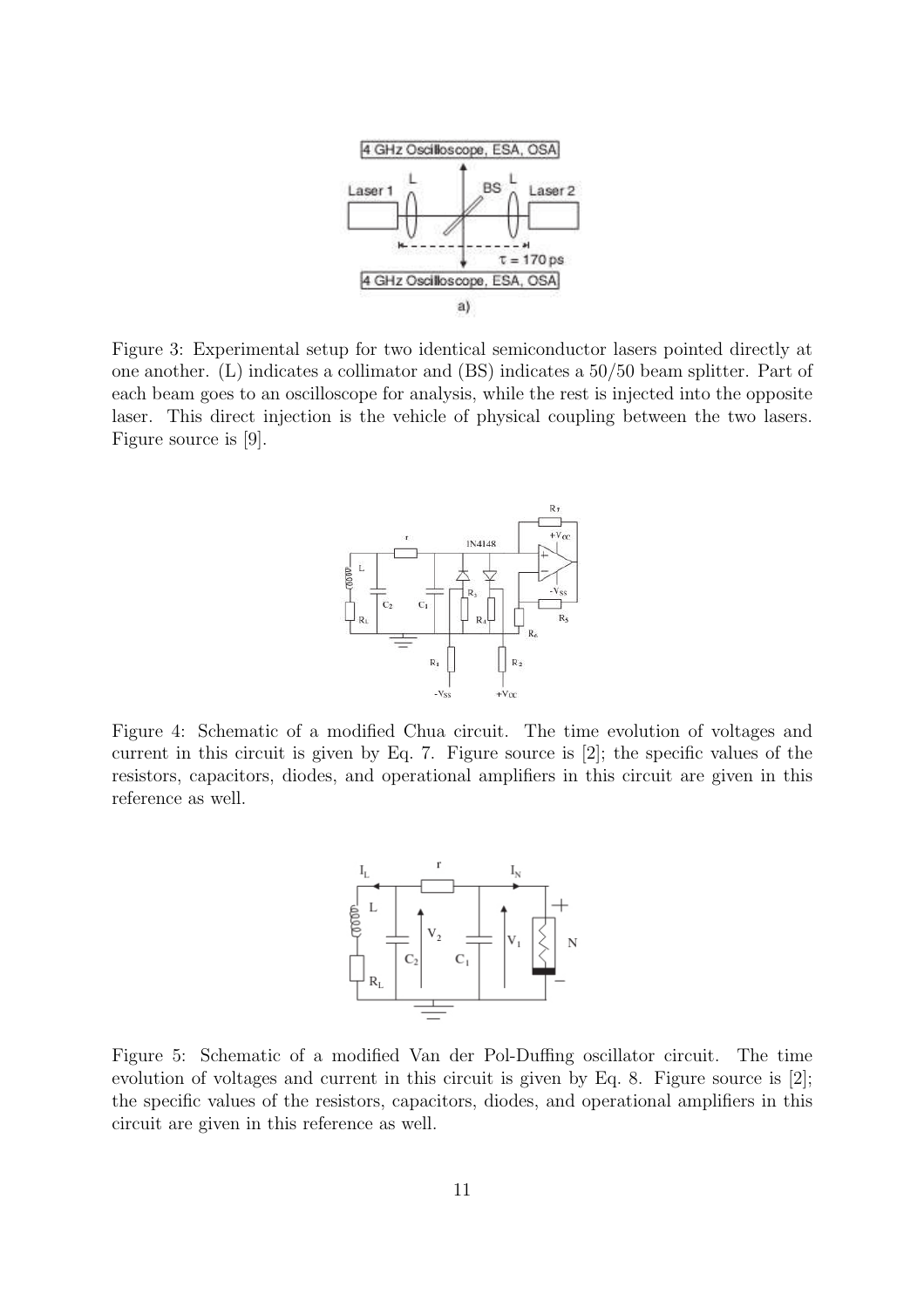Figure 3: Experimental setup for two identical semiconductor lasers pointed directly at one another. (L) indicates a collimator and (BS) indicates a 50/50 beam splitter. Part of each beam goes to an oscilloscope for analysis, while the rest is injected into the opposite laser. This direct injection is the vehicle of physical coupling between the two lasers. Figure source is [9].

Figure 4: Schematic of a modified Chua circuit. The time evolution of voltages and current in this circuit is given by Eq. 7. Figure source is [2]; the specific values of the resistors, capacitors, diodes, and operational amplifiers in this circuit are given in this reference as well.

Figure 5: Schematic of a modified Van der Pol-Duffing oscillator circuit. The time evolution of voltages and current in this circuit is given by Eq. 8. Figure source is [2]; the specific values of the resistors, capacitors, diodes, and operational amplifiers in this circuit are given in this reference as well.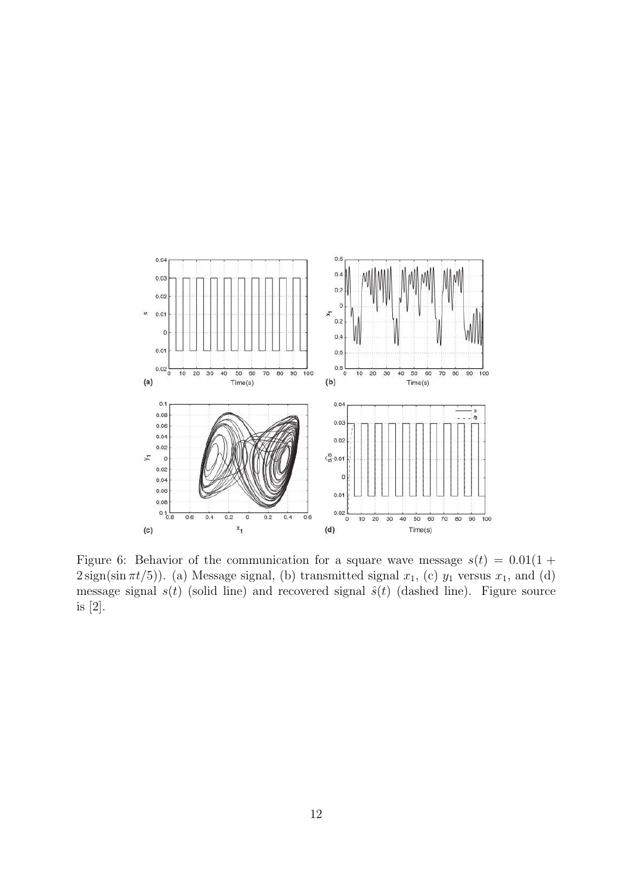(a)

0.04
0.03
0.02
0.01
0
0.01
0.02

s

0 10 20 30 40 50 60 70 80 90 100

Time(s)

(b)

0.6
0.4
0.2
0
0.2
0.4
0.6
0.8

$x_1$

0 10 20 30 40 50 60 70 80 90 100

Time(s)

(c)

0.1
0.08
0.06
0.04
0.02
0
0.02
0.04
0.06
0.08
0.1

$y_1$

0.8 0.6 0.4 0.2 0 0.2 0.4 0.6

$x_1$

(d)

0.04
0.03
0.02
0.01
0
0.01
0.02

$s, \hat{s}$

s
$\hat{s}$

0 10 20 30 40 50 60 70 80 90 100

Time(s)

Figure 6: Behavior of the communication for a square wave message $s(t) = 0.01(1 + 2\,\text{sign}(\sin \pi t/5))$. (a) Message signal, (b) transmitted signal $x_1$, (c) $y_1$ versus $x_1$, and (d) message signal $s(t)$ (solid line) and recovered signal $\hat{s}(t)$ (dashed line). Figure source is [2].